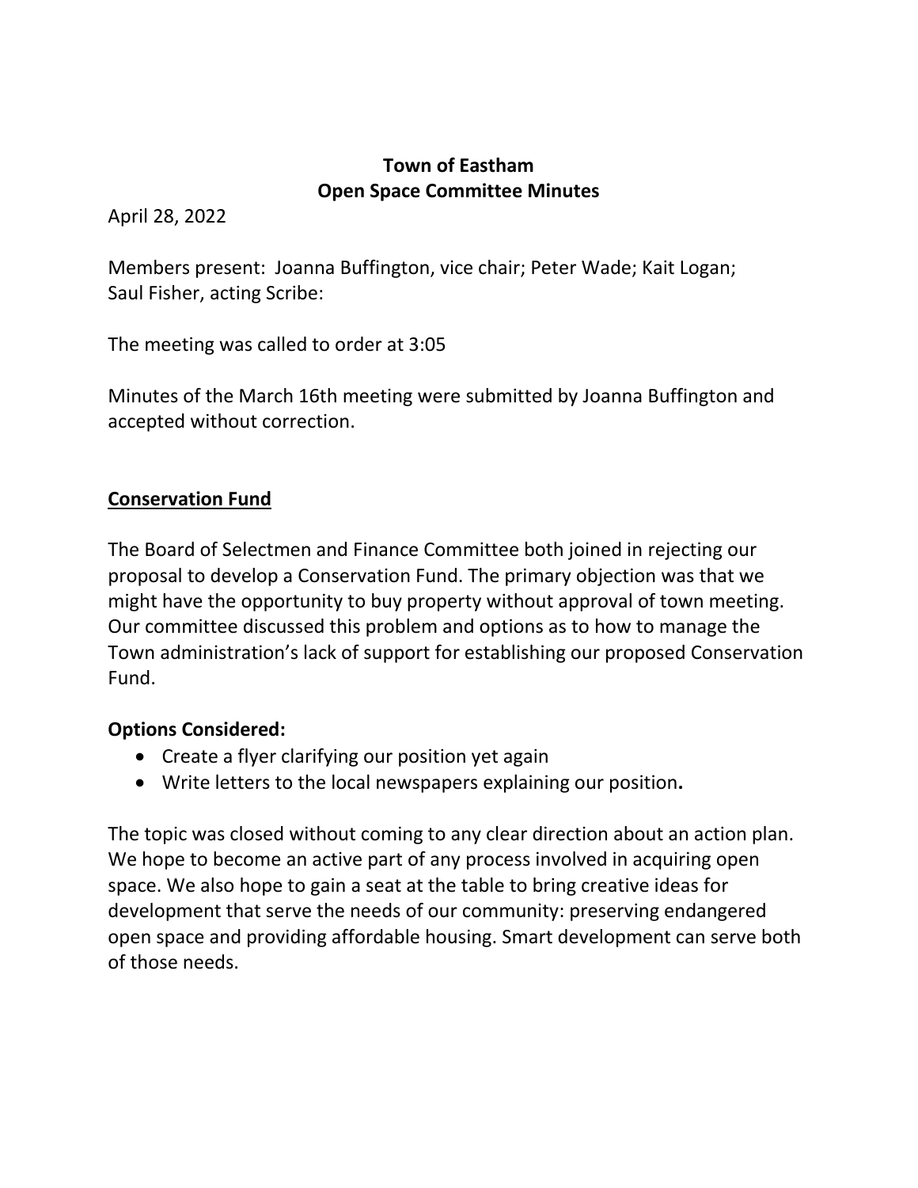**Town of Eastham**
**Open Space Committee Minutes**

April 28, 2022

Members present: Joanna Buffington, vice chair; Peter Wade; Kait Logan; Saul Fisher, acting Scribe:

The meeting was called to order at 3:05

Minutes of the March 16th meeting were submitted by Joanna Buffington and accepted without correction.

## Conservation Fund

The Board of Selectmen and Finance Committee both joined in rejecting our proposal to develop a Conservation Fund. The primary objection was that we might have the opportunity to buy property without approval of town meeting. Our committee discussed this problem and options as to how to manage the Town administration's lack of support for establishing our proposed Conservation Fund.

**Options Considered:**

- Create a flyer clarifying our position yet again
- Write letters to the local newspapers explaining our position**.**

The topic was closed without coming to any clear direction about an action plan. We hope to become an active part of any process involved in acquiring open space. We also hope to gain a seat at the table to bring creative ideas for development that serve the needs of our community: preserving endangered open space and providing affordable housing. Smart development can serve both of those needs.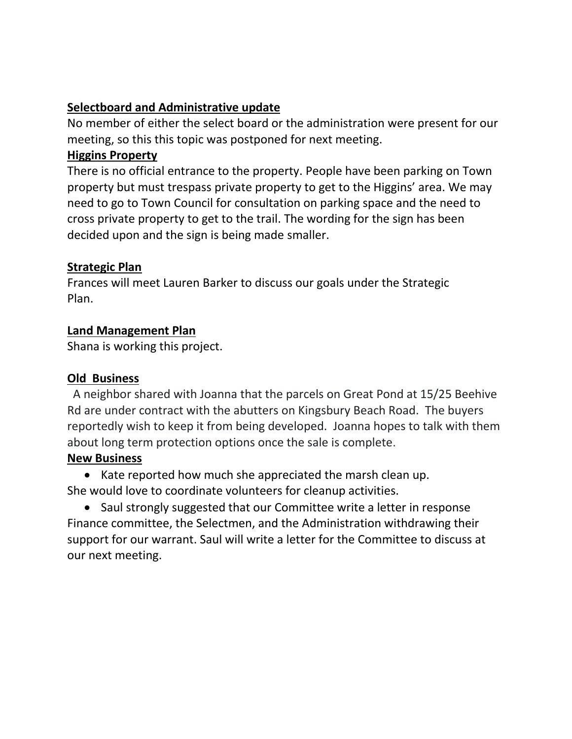**Selectboard and Administrative update**

No member of either the select board or the administration were present for our meeting, so this this topic was postponed for next meeting.

**Higgins Property**

There is no official entrance to the property. People have been parking on Town property but must trespass private property to get to the Higgins' area. We may need to go to Town Council for consultation on parking space and the need to cross private property to get to the trail. The wording for the sign has been decided upon and the sign is being made smaller.

**Strategic Plan**

Frances will meet Lauren Barker to discuss our goals under the Strategic Plan.

**Land Management Plan**

Shana is working this project.

**Old Business**

A neighbor shared with Joanna that the parcels on Great Pond at 15/25 Beehive Rd are under contract with the abutters on Kingsbury Beach Road. The buyers reportedly wish to keep it from being developed. Joanna hopes to talk with them about long term protection options once the sale is complete.

**New Business**

- Kate reported how much she appreciated the marsh clean up. She would love to coordinate volunteers for cleanup activities.
- Saul strongly suggested that our Committee write a letter in response Finance committee, the Selectmen, and the Administration withdrawing their support for our warrant. Saul will write a letter for the Committee to discuss at our next meeting.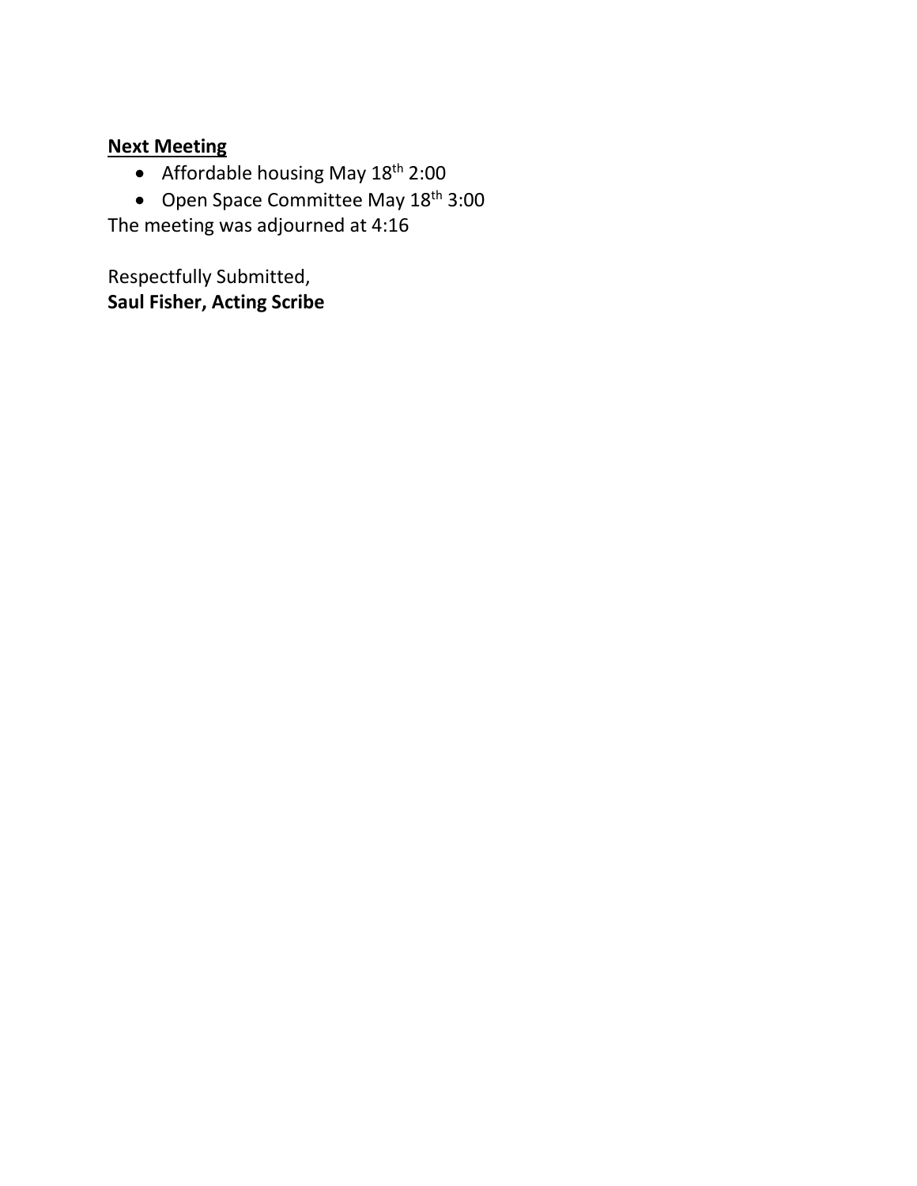**<u>Next Meeting</u>**

- Affordable housing May 18th 2:00
- Open Space Committee May 18th 3:00

The meeting was adjourned at 4:16

Respectfully Submitted,
**Saul Fisher, Acting Scribe**